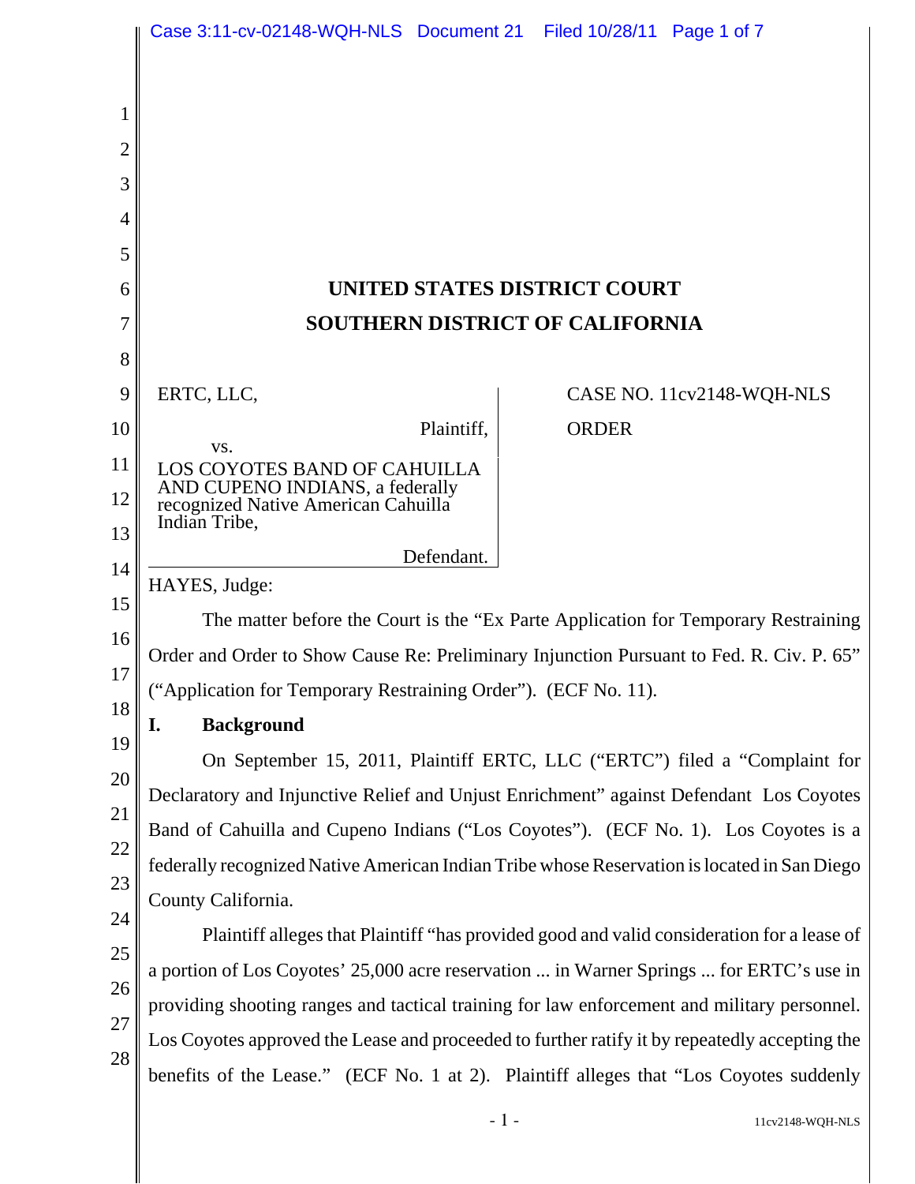# UNITED STATES DISTRICT COURT
# SOUTHERN DISTRICT OF CALIFORNIA

| | |
|---|---|
| ERTC, LLC,<br><br>Plaintiff,<br><br>vs.<br><br>LOS COYOTES BAND OF CAHUILLA AND CUPENO INDIANS, a federally recognized Native American Cahuilla Indian Tribe,<br><br>Defendant. | CASE NO. 11cv2148-WQH-NLS<br><br>ORDER |

HAYES, Judge:

The matter before the Court is the "Ex Parte Application for Temporary Restraining Order and Order to Show Cause Re: Preliminary Injunction Pursuant to Fed. R. Civ. P. 65" ("Application for Temporary Restraining Order"). (ECF No. 11).

## I. Background

On September 15, 2011, Plaintiff ERTC, LLC ("ERTC") filed a "Complaint for Declaratory and Injunctive Relief and Unjust Enrichment" against Defendant Los Coyotes Band of Cahuilla and Cupeno Indians ("Los Coyotes"). (ECF No. 1). Los Coyotes is a federally recognized Native American Indian Tribe whose Reservation is located in San Diego County California.

Plaintiff alleges that Plaintiff "has provided good and valid consideration for a lease of a portion of Los Coyotes' 25,000 acre reservation ... in Warner Springs ... for ERTC's use in providing shooting ranges and tactical training for law enforcement and military personnel. Los Coyotes approved the Lease and proceeded to further ratify it by repeatedly accepting the benefits of the Lease." (ECF No. 1 at 2). Plaintiff alleges that "Los Coyotes suddenly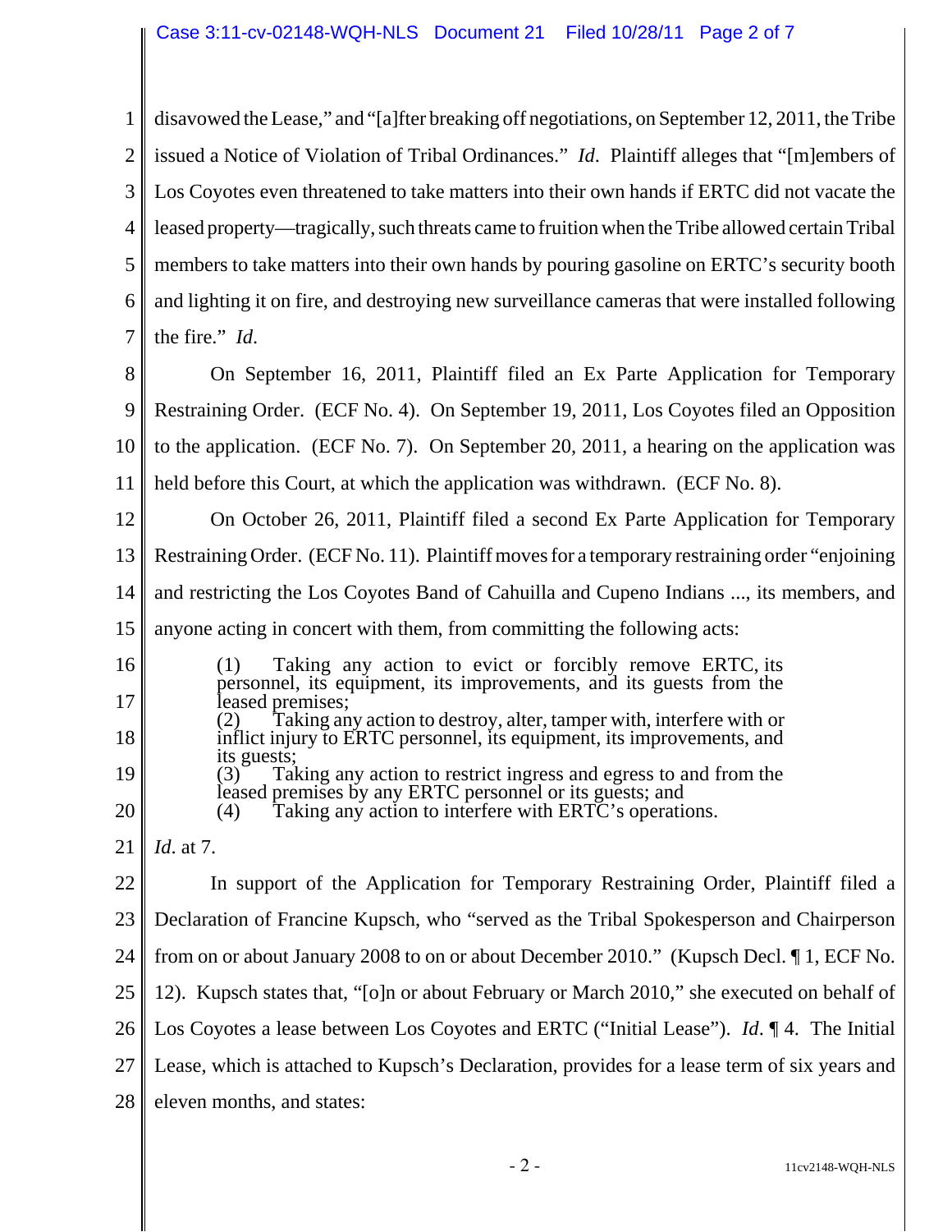disavowed the Lease," and "[a]fter breaking off negotiations, on September 12, 2011, the Tribe issued a Notice of Violation of Tribal Ordinances." *Id*. Plaintiff alleges that "[m]embers of Los Coyotes even threatened to take matters into their own hands if ERTC did not vacate the leased property—tragically, such threats came to fruition when the Tribe allowed certain Tribal members to take matters into their own hands by pouring gasoline on ERTC's security booth and lighting it on fire, and destroying new surveillance cameras that were installed following the fire." *Id*.

On September 16, 2011, Plaintiff filed an Ex Parte Application for Temporary Restraining Order. (ECF No. 4). On September 19, 2011, Los Coyotes filed an Opposition to the application. (ECF No. 7). On September 20, 2011, a hearing on the application was held before this Court, at which the application was withdrawn. (ECF No. 8).

On October 26, 2011, Plaintiff filed a second Ex Parte Application for Temporary Restraining Order. (ECF No. 11). Plaintiff moves for a temporary restraining order "enjoining and restricting the Los Coyotes Band of Cahuilla and Cupeno Indians ..., its members, and anyone acting in concert with them, from committing the following acts:

> (1) Taking any action to evict or forcibly remove ERTC, its personnel, its equipment, its improvements, and its guests from the leased premises;
> (2) Taking any action to destroy, alter, tamper with, interfere with or inflict injury to ERTC personnel, its equipment, its improvements, and its guests;
> (3) Taking any action to restrict ingress and egress to and from the leased premises by any ERTC personnel or its guests; and
> (4) Taking any action to interfere with ERTC's operations.

*Id*. at 7.

In support of the Application for Temporary Restraining Order, Plaintiff filed a Declaration of Francine Kupsch, who "served as the Tribal Spokesperson and Chairperson from on or about January 2008 to on or about December 2010." (Kupsch Decl. ¶ 1, ECF No. 12). Kupsch states that, "[o]n or about February or March 2010," she executed on behalf of Los Coyotes a lease between Los Coyotes and ERTC ("Initial Lease"). *Id*. ¶ 4. The Initial Lease, which is attached to Kupsch's Declaration, provides for a lease term of six years and eleven months, and states: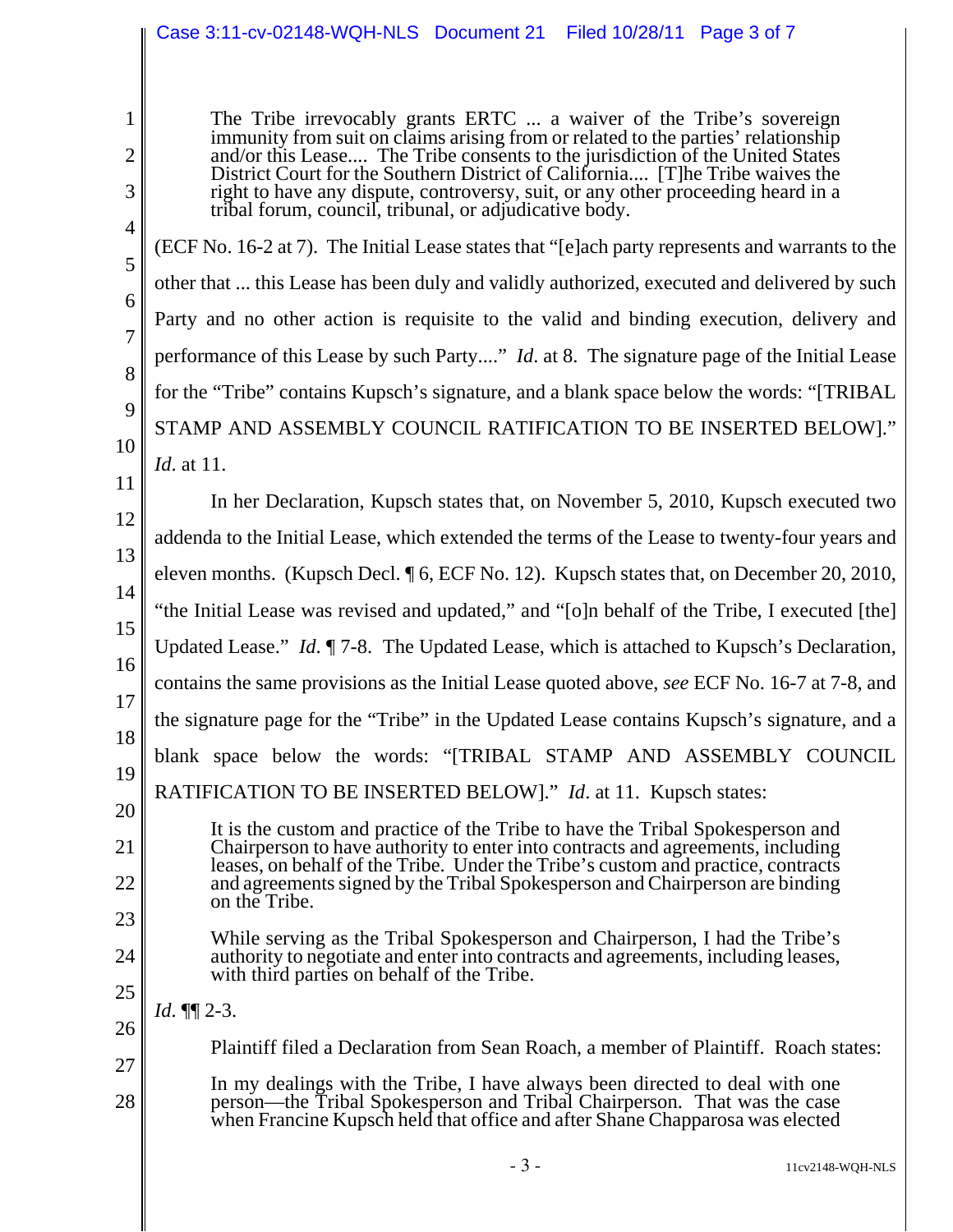> The Tribe irrevocably grants ERTC ... a waiver of the Tribe's sovereign immunity from suit on claims arising from or related to the parties' relationship and/or this Lease.... The Tribe consents to the jurisdiction of the United States District Court for the Southern District of California.... [T]he Tribe waives the right to have any dispute, controversy, suit, or any other proceeding heard in a tribal forum, council, tribunal, or adjudicative body.

(ECF No. 16-2 at 7). The Initial Lease states that "[e]ach party represents and warrants to the other that ... this Lease has been duly and validly authorized, executed and delivered by such Party and no other action is requisite to the valid and binding execution, delivery and performance of this Lease by such Party...." *Id.* at 8. The signature page of the Initial Lease for the "Tribe" contains Kupsch's signature, and a blank space below the words: "[TRIBAL STAMP AND ASSEMBLY COUNCIL RATIFICATION TO BE INSERTED BELOW]." *Id.* at 11.

In her Declaration, Kupsch states that, on November 5, 2010, Kupsch executed two addenda to the Initial Lease, which extended the terms of the Lease to twenty-four years and eleven months. (Kupsch Decl. ¶ 6, ECF No. 12). Kupsch states that, on December 20, 2010, "the Initial Lease was revised and updated," and "[o]n behalf of the Tribe, I executed [the] Updated Lease." *Id.* ¶ 7-8. The Updated Lease, which is attached to Kupsch's Declaration, contains the same provisions as the Initial Lease quoted above, *see* ECF No. 16-7 at 7-8, and the signature page for the "Tribe" in the Updated Lease contains Kupsch's signature, and a blank space below the words: "[TRIBAL STAMP AND ASSEMBLY COUNCIL RATIFICATION TO BE INSERTED BELOW]." *Id.* at 11. Kupsch states:

> It is the custom and practice of the Tribe to have the Tribal Spokesperson and Chairperson to have authority to enter into contracts and agreements, including leases, on behalf of the Tribe. Under the Tribe's custom and practice, contracts and agreements signed by the Tribal Spokesperson and Chairperson are binding on the Tribe.
>
> While serving as the Tribal Spokesperson and Chairperson, I had the Tribe's authority to negotiate and enter into contracts and agreements, including leases, with third parties on behalf of the Tribe.

*Id.* ¶¶ 2-3.

Plaintiff filed a Declaration from Sean Roach, a member of Plaintiff. Roach states:

> In my dealings with the Tribe, I have always been directed to deal with one person—the Tribal Spokesperson and Tribal Chairperson. That was the case when Francine Kupsch held that office and after Shane Chapparosa was elected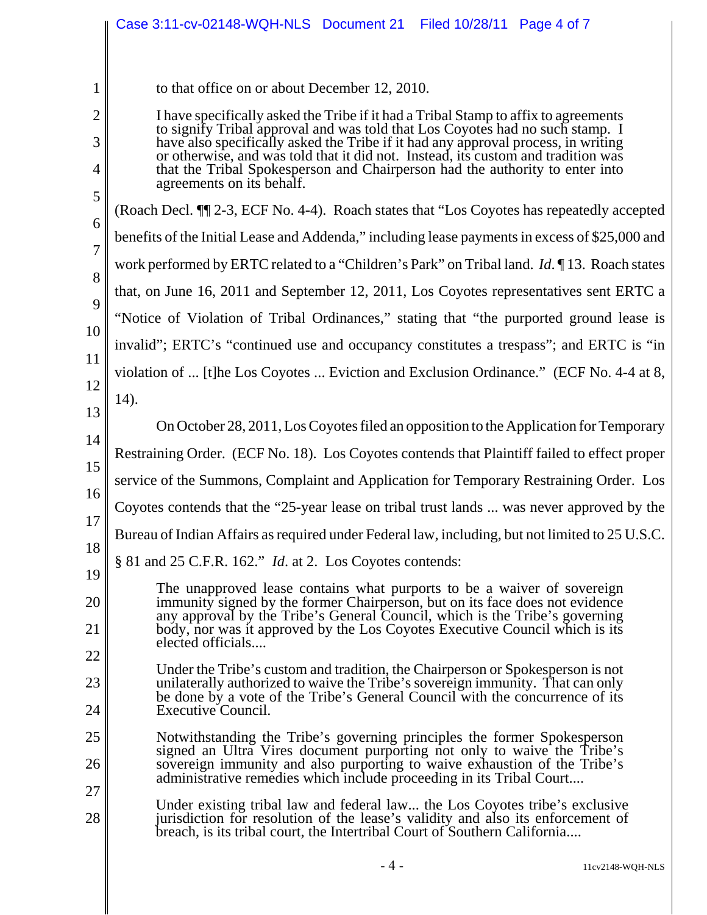to that office on or about December 12, 2010.

> I have specifically asked the Tribe if it had a Tribal Stamp to affix to agreements to signify Tribal approval and was told that Los Coyotes had no such stamp. I have also specifically asked the Tribe if it had any approval process, in writing or otherwise, and was told that it did not. Instead, its custom and tradition was that the Tribal Spokesperson and Chairperson had the authority to enter into agreements on its behalf.

(Roach Decl. ¶¶ 2-3, ECF No. 4-4). Roach states that "Los Coyotes has repeatedly accepted benefits of the Initial Lease and Addenda," including lease payments in excess of $25,000 and work performed by ERTC related to a "Children's Park" on Tribal land. *Id.* ¶ 13. Roach states that, on June 16, 2011 and September 12, 2011, Los Coyotes representatives sent ERTC a "Notice of Violation of Tribal Ordinances," stating that "the purported ground lease is invalid"; ERTC's "continued use and occupancy constitutes a trespass"; and ERTC is "in violation of ... [t]he Los Coyotes ... Eviction and Exclusion Ordinance." (ECF No. 4-4 at 8, 14).

On October 28, 2011, Los Coyotes filed an opposition to the Application for Temporary Restraining Order. (ECF No. 18). Los Coyotes contends that Plaintiff failed to effect proper service of the Summons, Complaint and Application for Temporary Restraining Order. Los Coyotes contends that the "25-year lease on tribal trust lands ... was never approved by the Bureau of Indian Affairs as required under Federal law, including, but not limited to 25 U.S.C. § 81 and 25 C.F.R. 162." *Id.* at 2. Los Coyotes contends:

> The unapproved lease contains what purports to be a waiver of sovereign immunity signed by the former Chairperson, but on its face does not evidence any approval by the Tribe's General Council, which is the Tribe's governing body, nor was it approved by the Los Coyotes Executive Council which is its elected officials....
>
> Under the Tribe's custom and tradition, the Chairperson or Spokesperson is not unilaterally authorized to waive the Tribe's sovereign immunity. That can only be done by a vote of the Tribe's General Council with the concurrence of its Executive Council.
>
> Notwithstanding the Tribe's governing principles the former Spokesperson signed an Ultra Vires document purporting not only to waive the Tribe's sovereign immunity and also purporting to waive exhaustion of the Tribe's administrative remedies which include proceeding in its Tribal Court....
>
> Under existing tribal law and federal law... the Los Coyotes tribe's exclusive jurisdiction for resolution of the lease's validity and also its enforcement of breach, is its tribal court, the Intertribal Court of Southern California....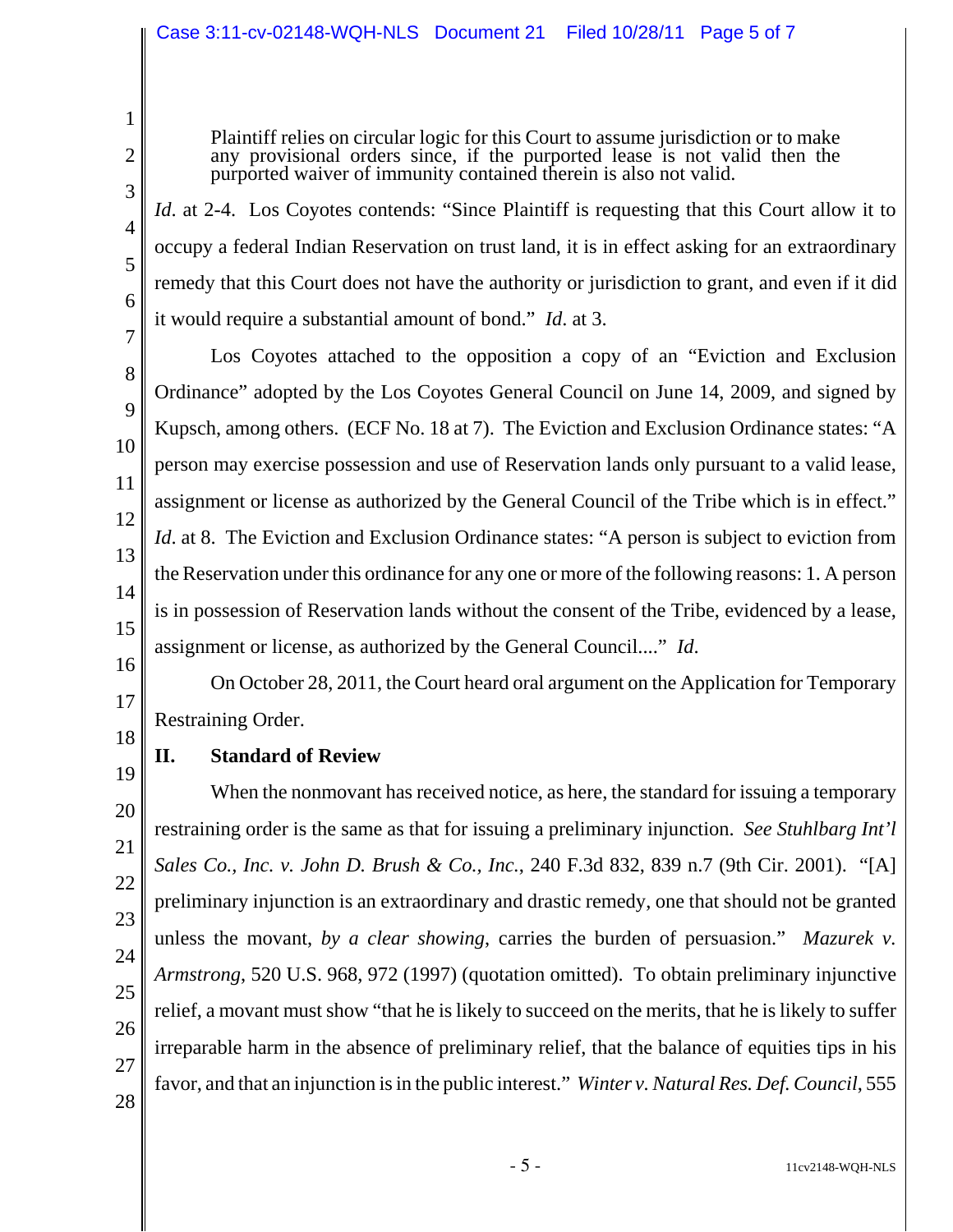> Plaintiff relies on circular logic for this Court to assume jurisdiction or to make any provisional orders since, if the purported lease is not valid then the purported waiver of immunity contained therein is also not valid.

*Id*. at 2-4. Los Coyotes contends: "Since Plaintiff is requesting that this Court allow it to occupy a federal Indian Reservation on trust land, it is in effect asking for an extraordinary remedy that this Court does not have the authority or jurisdiction to grant, and even if it did it would require a substantial amount of bond." *Id*. at 3.

Los Coyotes attached to the opposition a copy of an "Eviction and Exclusion Ordinance" adopted by the Los Coyotes General Council on June 14, 2009, and signed by Kupsch, among others. (ECF No. 18 at 7). The Eviction and Exclusion Ordinance states: "A person may exercise possession and use of Reservation lands only pursuant to a valid lease, assignment or license as authorized by the General Council of the Tribe which is in effect." *Id*. at 8. The Eviction and Exclusion Ordinance states: "A person is subject to eviction from the Reservation under this ordinance for any one or more of the following reasons: 1. A person is in possession of Reservation lands without the consent of the Tribe, evidenced by a lease, assignment or license, as authorized by the General Council...." *Id*.

On October 28, 2011, the Court heard oral argument on the Application for Temporary Restraining Order.

## II. Standard of Review

When the nonmovant has received notice, as here, the standard for issuing a temporary restraining order is the same as that for issuing a preliminary injunction. *See Stuhlbarg Int'l Sales Co., Inc. v. John D. Brush & Co., Inc.*, 240 F.3d 832, 839 n.7 (9th Cir. 2001). "[A] preliminary injunction is an extraordinary and drastic remedy, one that should not be granted unless the movant, *by a clear showing*, carries the burden of persuasion." *Mazurek v. Armstrong*, 520 U.S. 968, 972 (1997) (quotation omitted). To obtain preliminary injunctive relief, a movant must show "that he is likely to succeed on the merits, that he is likely to suffer irreparable harm in the absence of preliminary relief, that the balance of equities tips in his favor, and that an injunction is in the public interest." *Winter v. Natural Res. Def. Council*, 555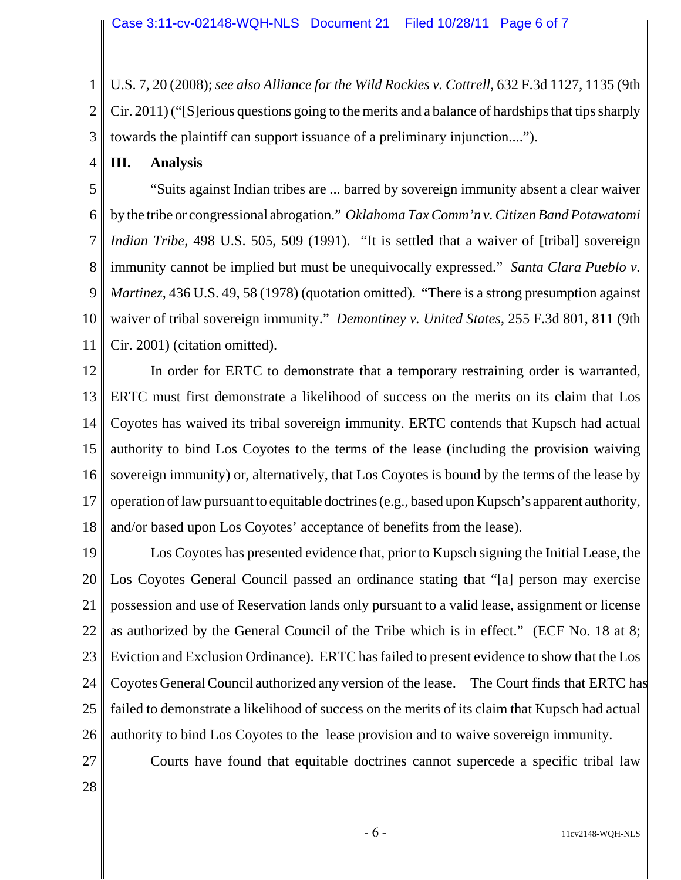U.S. 7, 20 (2008); *see also Alliance for the Wild Rockies v. Cottrell*, 632 F.3d 1127, 1135 (9th Cir. 2011) ("[S]erious questions going to the merits and a balance of hardships that tips sharply towards the plaintiff can support issuance of a preliminary injunction....").

## III. Analysis

"Suits against Indian tribes are ... barred by sovereign immunity absent a clear waiver by the tribe or congressional abrogation." *Oklahoma Tax Comm'n v. Citizen Band Potawatomi Indian Tribe*, 498 U.S. 505, 509 (1991). "It is settled that a waiver of [tribal] sovereign immunity cannot be implied but must be unequivocally expressed." *Santa Clara Pueblo v. Martinez*, 436 U.S. 49, 58 (1978) (quotation omitted). "There is a strong presumption against waiver of tribal sovereign immunity." *Demontiney v. United States*, 255 F.3d 801, 811 (9th Cir. 2001) (citation omitted).

In order for ERTC to demonstrate that a temporary restraining order is warranted, ERTC must first demonstrate a likelihood of success on the merits on its claim that Los Coyotes has waived its tribal sovereign immunity. ERTC contends that Kupsch had actual authority to bind Los Coyotes to the terms of the lease (including the provision waiving sovereign immunity) or, alternatively, that Los Coyotes is bound by the terms of the lease by operation of law pursuant to equitable doctrines (e.g., based upon Kupsch's apparent authority, and/or based upon Los Coyotes' acceptance of benefits from the lease).

Los Coyotes has presented evidence that, prior to Kupsch signing the Initial Lease, the Los Coyotes General Council passed an ordinance stating that "[a] person may exercise possession and use of Reservation lands only pursuant to a valid lease, assignment or license as authorized by the General Council of the Tribe which is in effect." (ECF No. 18 at 8; Eviction and Exclusion Ordinance). ERTC has failed to present evidence to show that the Los Coyotes General Council authorized any version of the lease. The Court finds that ERTC has failed to demonstrate a likelihood of success on the merits of its claim that Kupsch had actual authority to bind Los Coyotes to the lease provision and to waive sovereign immunity.

Courts have found that equitable doctrines cannot supercede a specific tribal law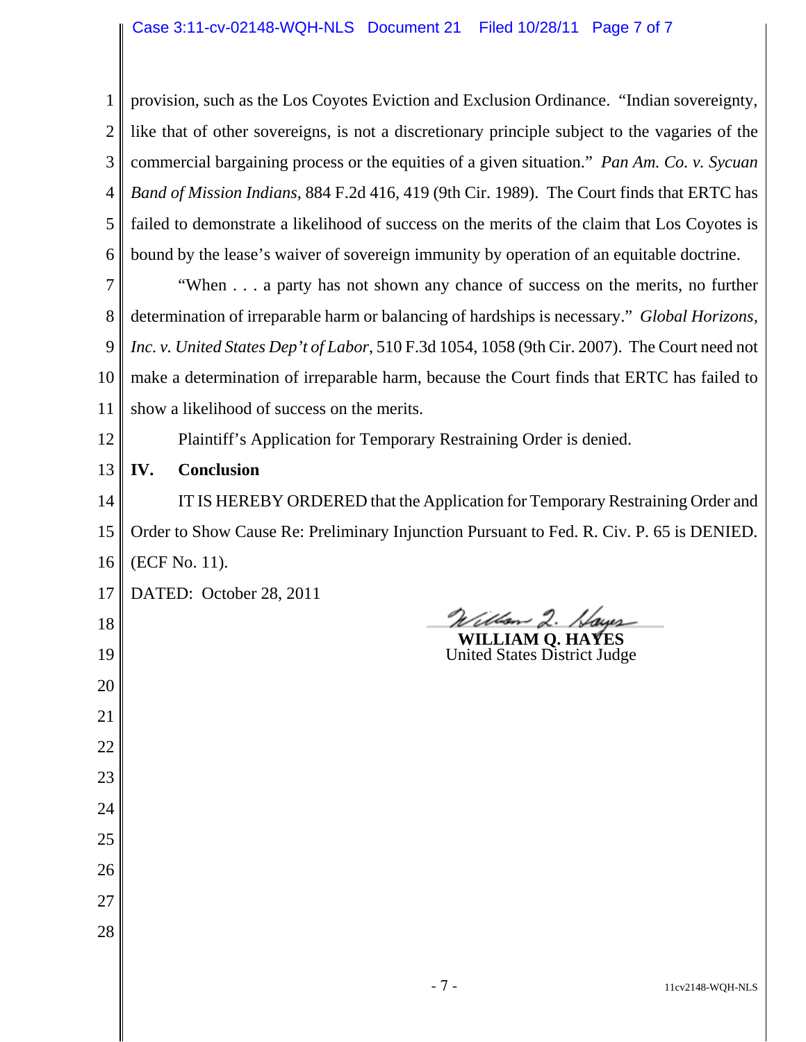provision, such as the Los Coyotes Eviction and Exclusion Ordinance. "Indian sovereignty, like that of other sovereigns, is not a discretionary principle subject to the vagaries of the commercial bargaining process or the equities of a given situation." *Pan Am. Co. v. Sycuan Band of Mission Indians*, 884 F.2d 416, 419 (9th Cir. 1989). The Court finds that ERTC has failed to demonstrate a likelihood of success on the merits of the claim that Los Coyotes is bound by the lease's waiver of sovereign immunity by operation of an equitable doctrine.

"When . . . a party has not shown any chance of success on the merits, no further determination of irreparable harm or balancing of hardships is necessary." *Global Horizons, Inc. v. United States Dep't of Labor*, 510 F.3d 1054, 1058 (9th Cir. 2007). The Court need not make a determination of irreparable harm, because the Court finds that ERTC has failed to show a likelihood of success on the merits.

Plaintiff's Application for Temporary Restraining Order is denied.

## IV. Conclusion

IT IS HEREBY ORDERED that the Application for Temporary Restraining Order and Order to Show Cause Re: Preliminary Injunction Pursuant to Fed. R. Civ. P. 65 is DENIED. (ECF No. 11).

DATED: October 28, 2011

**WILLIAM Q. HAYES**
United States District Judge